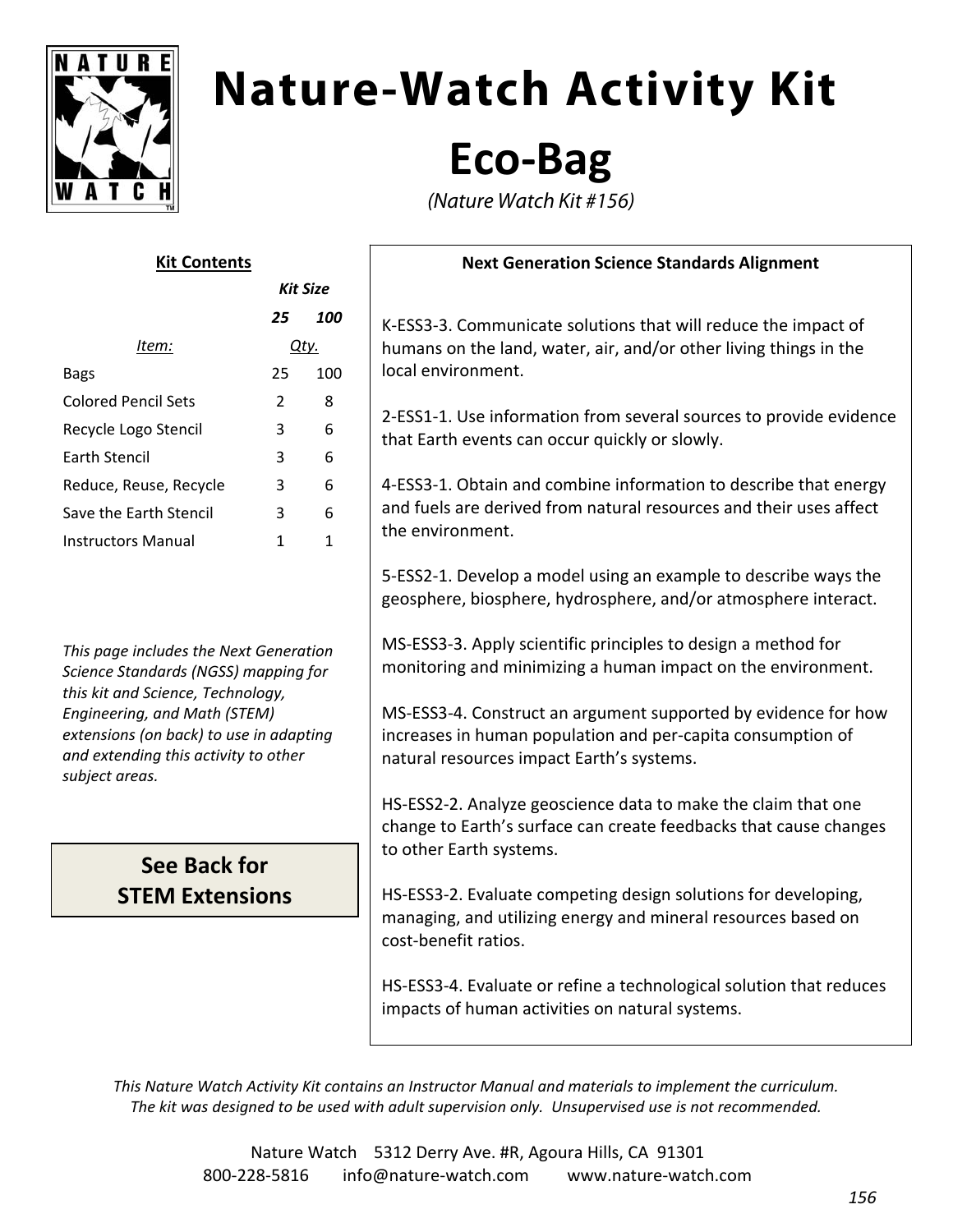# Nature-Watch Activity Kit

## Eco-Bag

*(Nature Watch Kit #156)*

### Kit Contents

| *Item:* | *Kit Size* 25 | 100 |
|---|---|---|
| | *Qty.* | |
| Bags | 25 | 100 |
| Colored Pencil Sets | 2 | 8 |
| Recycle Logo Stencil | 3 | 6 |
| Earth Stencil | 3 | 6 |
| Reduce, Reuse, Recycle | 3 | 6 |
| Save the Earth Stencil | 3 | 6 |
| Instructors Manual | 1 | 1 |

*This page includes the Next Generation Science Standards (NGSS) mapping for this kit and Science, Technology, Engineering, and Math (STEM) extensions (on back) to use in adapting and extending this activity to other subject areas.*

**See Back for STEM Extensions**

### Next Generation Science Standards Alignment

K-ESS3-3. Communicate solutions that will reduce the impact of humans on the land, water, air, and/or other living things in the local environment.

2-ESS1-1. Use information from several sources to provide evidence that Earth events can occur quickly or slowly.

4-ESS3-1. Obtain and combine information to describe that energy and fuels are derived from natural resources and their uses affect the environment.

5-ESS2-1. Develop a model using an example to describe ways the geosphere, biosphere, hydrosphere, and/or atmosphere interact.

MS-ESS3-3. Apply scientific principles to design a method for monitoring and minimizing a human impact on the environment.

MS-ESS3-4. Construct an argument supported by evidence for how increases in human population and per-capita consumption of natural resources impact Earth's systems.

HS-ESS2-2. Analyze geoscience data to make the claim that one change to Earth's surface can create feedbacks that cause changes to other Earth systems.

HS-ESS3-2. Evaluate competing design solutions for developing, managing, and utilizing energy and mineral resources based on cost-benefit ratios.

HS-ESS3-4. Evaluate or refine a technological solution that reduces impacts of human activities on natural systems.

*This Nature Watch Activity Kit contains an Instructor Manual and materials to implement the curriculum. The kit was designed to be used with adult supervision only. Unsupervised use is not recommended.*

Nature Watch 5312 Derry Ave. #R, Agoura Hills, CA 91301
800-228-5816 info@nature-watch.com www.nature-watch.com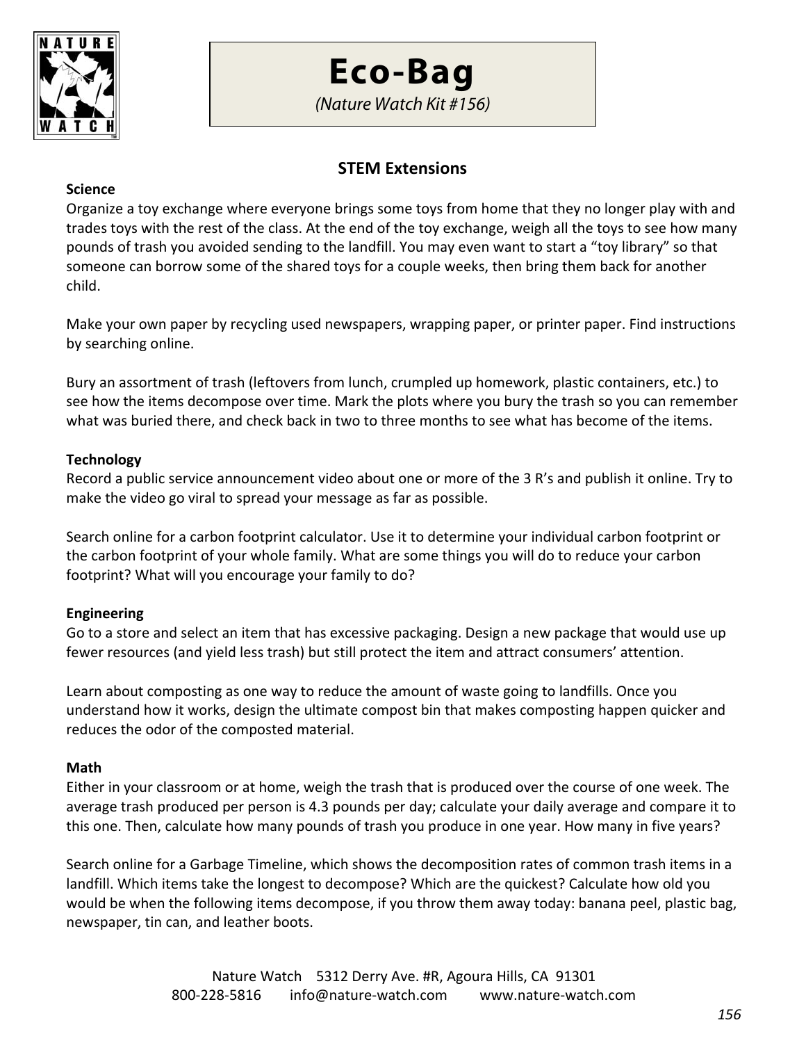# Eco-Bag

*(Nature Watch Kit #156)*

## STEM Extensions

### Science

Organize a toy exchange where everyone brings some toys from home that they no longer play with and trades toys with the rest of the class. At the end of the toy exchange, weigh all the toys to see how many pounds of trash you avoided sending to the landfill. You may even want to start a "toy library" so that someone can borrow some of the shared toys for a couple weeks, then bring them back for another child.

Make your own paper by recycling used newspapers, wrapping paper, or printer paper. Find instructions by searching online.

Bury an assortment of trash (leftovers from lunch, crumpled up homework, plastic containers, etc.) to see how the items decompose over time. Mark the plots where you bury the trash so you can remember what was buried there, and check back in two to three months to see what has become of the items.

### Technology

Record a public service announcement video about one or more of the 3 R's and publish it online. Try to make the video go viral to spread your message as far as possible.

Search online for a carbon footprint calculator. Use it to determine your individual carbon footprint or the carbon footprint of your whole family. What are some things you will do to reduce your carbon footprint? What will you encourage your family to do?

### Engineering

Go to a store and select an item that has excessive packaging. Design a new package that would use up fewer resources (and yield less trash) but still protect the item and attract consumers' attention.

Learn about composting as one way to reduce the amount of waste going to landfills. Once you understand how it works, design the ultimate compost bin that makes composting happen quicker and reduces the odor of the composted material.

### Math

Either in your classroom or at home, weigh the trash that is produced over the course of one week. The average trash produced per person is 4.3 pounds per day; calculate your daily average and compare it to this one. Then, calculate how many pounds of trash you produce in one year. How many in five years?

Search online for a Garbage Timeline, which shows the decomposition rates of common trash items in a landfill. Which items take the longest to decompose? Which are the quickest? Calculate how old you would be when the following items decompose, if you throw them away today: banana peel, plastic bag, newspaper, tin can, and leather boots.

Nature Watch 5312 Derry Ave. #R, Agoura Hills, CA 91301
800-228-5816 info@nature-watch.com www.nature-watch.com